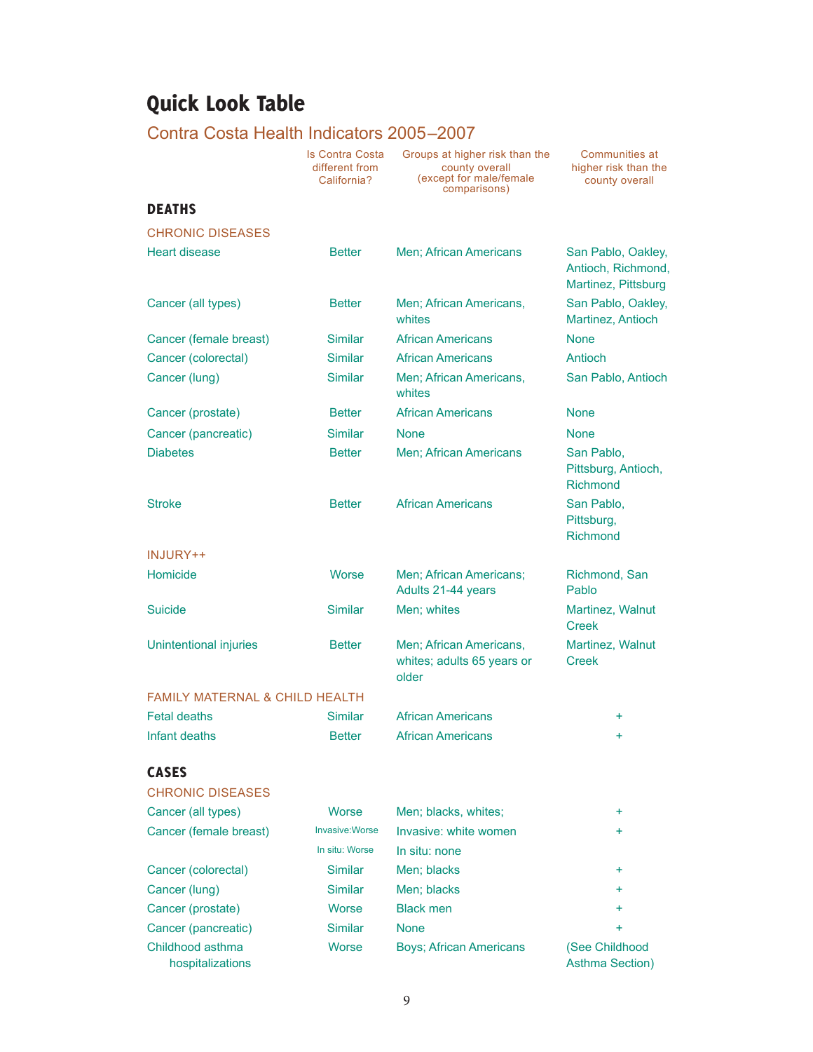# Quick Look Table

## Contra Costa Health Indicators 2005–2007

| | Is Contra Costa different from California? | Groups at higher risk than the county overall (except for male/female comparisons) | Communities at higher risk than the county overall |
|---|---|---|---|
| **DEATHS** | | | |
| CHRONIC DISEASES | | | |
| Heart disease | Better | Men; African Americans | San Pablo, Oakley, Antioch, Richmond, Martinez, Pittsburg |
| Cancer (all types) | Better | Men; African Americans, whites | San Pablo, Oakley, Martinez, Antioch |
| Cancer (female breast) | Similar | African Americans | None |
| Cancer (colorectal) | Similar | African Americans | Antioch |
| Cancer (lung) | Similar | Men; African Americans, whites | San Pablo, Antioch |
| Cancer (prostate) | Better | African Americans | None |
| Cancer (pancreatic) | Similar | None | None |
| Diabetes | Better | Men; African Americans | San Pablo, Pittsburg, Antioch, Richmond |
| Stroke | Better | African Americans | San Pablo, Pittsburg, Richmond |
| INJURY++ | | | |
| Homicide | Worse | Men; African Americans; Adults 21-44 years | Richmond, San Pablo |
| Suicide | Similar | Men; whites | Martinez, Walnut Creek |
| Unintentional injuries | Better | Men; African Americans, whites; adults 65 years or older | Martinez, Walnut Creek |
| FAMILY MATERNAL & CHILD HEALTH | | | |
| Fetal deaths | Similar | African Americans | + |
| Infant deaths | Better | African Americans | + |
| **CASES** | | | |
| CHRONIC DISEASES | | | |
| Cancer (all types) | Worse | Men; blacks, whites; | + |
| Cancer (female breast) | Invasive:Worse | Invasive: white women | + |
| | In situ: Worse | In situ: none | |
| Cancer (colorectal) | Similar | Men; blacks | + |
| Cancer (lung) | Similar | Men; blacks | + |
| Cancer (prostate) | Worse | Black men | + |
| Cancer (pancreatic) | Similar | None | + |
| Childhood asthma hospitalizations | Worse | Boys; African Americans | (See Childhood Asthma Section) |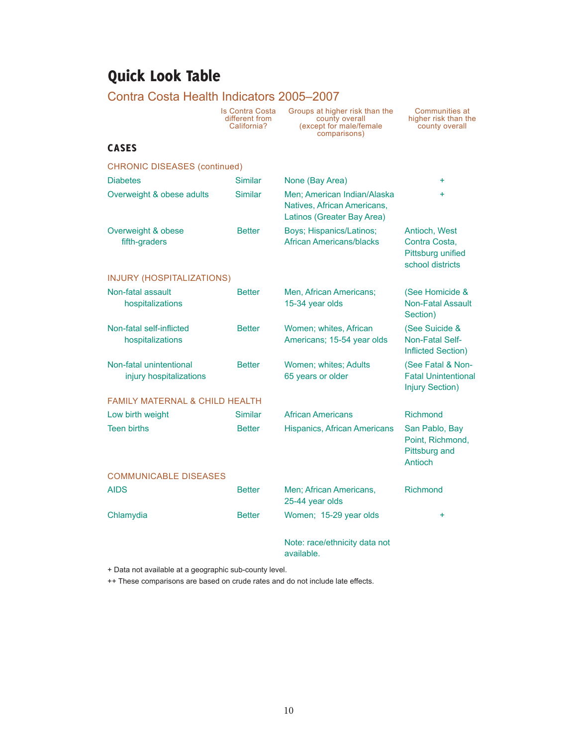# Quick Look Table

## Contra Costa Health Indicators 2005–2007

| | Is Contra Costa different from California? | Groups at higher risk than the county overall (except for male/female comparisons) | Communities at higher risk than the county overall |
|---|---|---|---|
| **CASES** | | | |
| CHRONIC DISEASES (continued) | | | |
| Diabetes | Similar | None (Bay Area) | + |
| Overweight & obese adults | Similar | Men; American Indian/Alaska Natives, African Americans, Latinos (Greater Bay Area) | + |
| Overweight & obese fifth-graders | Better | Boys; Hispanics/Latinos; African Americans/blacks | Antioch, West Contra Costa, Pittsburg unified school districts |
| INJURY (HOSPITALIZATIONS) | | | |
| Non-fatal assault hospitalizations | Better | Men, African Americans; 15-34 year olds | (See Homicide & Non-Fatal Assault Section) |
| Non-fatal self-inflicted hospitalizations | Better | Women; whites, African Americans; 15-54 year olds | (See Suicide & Non-Fatal Self-Inflicted Section) |
| Non-fatal unintentional injury hospitalizations | Better | Women; whites; Adults 65 years or older | (See Fatal & Non-Fatal Unintentional Injury Section) |
| FAMILY MATERNAL & CHILD HEALTH | | | |
| Low birth weight | Similar | African Americans | Richmond |
| Teen births | Better | Hispanics, African Americans | San Pablo, Bay Point, Richmond, Pittsburg and Antioch |
| COMMUNICABLE DISEASES | | | |
| AIDS | Better | Men; African Americans, 25-44 year olds | Richmond |
| Chlamydia | Better | Women; 15-29 year olds<br><br>Note: race/ethnicity data not available. | + |

+ Data not available at a geographic sub-county level.

++ These comparisons are based on crude rates and do not include late effects.